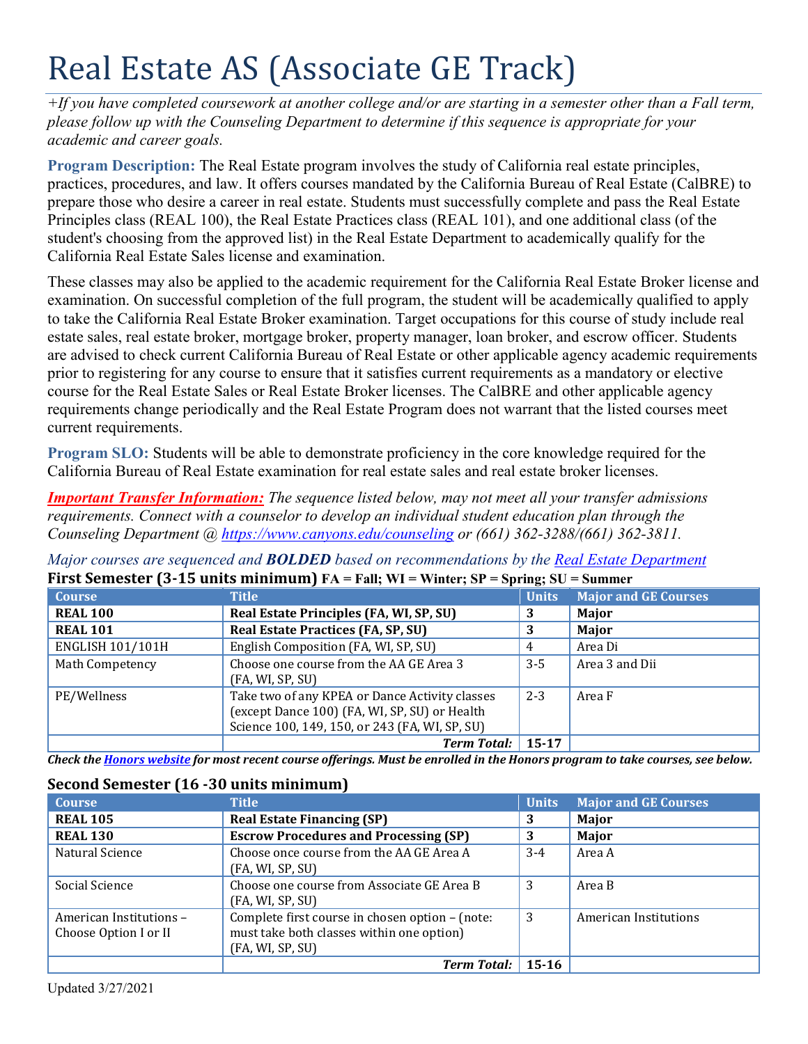# Real Estate AS (Associate GE Track)

*+If you have completed coursework at another college and/or are starting in a semester other than a Fall term, please follow up with the Counseling Department to determine if this sequence is appropriate for your academic and career goals.*

**Program Description:** The Real Estate program involves the study of California real estate principles, practices, procedures, and law. It offers courses mandated by the California Bureau of Real Estate (CalBRE) to prepare those who desire a career in real estate. Students must successfully complete and pass the Real Estate Principles class (REAL 100), the Real Estate Practices class (REAL 101), and one additional class (of the student's choosing from the approved list) in the Real Estate Department to academically qualify for the California Real Estate Sales license and examination.

These classes may also be applied to the academic requirement for the California Real Estate Broker license and examination. On successful completion of the full program, the student will be academically qualified to apply to take the California Real Estate Broker examination. Target occupations for this course of study include real estate sales, real estate broker, mortgage broker, property manager, loan broker, and escrow officer. Students are advised to check current California Bureau of Real Estate or other applicable agency academic requirements prior to registering for any course to ensure that it satisfies current requirements as a mandatory or elective course for the Real Estate Sales or Real Estate Broker licenses. The CalBRE and other applicable agency requirements change periodically and the Real Estate Program does not warrant that the listed courses meet current requirements.

**Program SLO:** Students will be able to demonstrate proficiency in the core knowledge required for the California Bureau of Real Estate examination for real estate sales and real estate broker licenses.

***Important Transfer Information:*** *The sequence listed below, may not meet all your transfer admissions requirements. Connect with a counselor to develop an individual student education plan through the Counseling Department @ https://www.canyons.edu/counseling or (661) 362-3288/(661) 362-3811.*

*Major courses are sequenced and **BOLDED** based on recommendations by the Real Estate Department*

**First Semester (3-15 units minimum)** FA = Fall; WI = Winter; SP = Spring; SU = Summer

| Course | Title | Units | Major and GE Courses |
|---|---|---|---|
| **REAL 100** | **Real Estate Principles (FA, WI, SP, SU)** | **3** | **Major** |
| **REAL 101** | **Real Estate Practices (FA, SP, SU)** | **3** | **Major** |
| ENGLISH 101/101H | English Composition (FA, WI, SP, SU) | 4 | Area Di |
| Math Competency | Choose one course from the AA GE Area 3 (FA, WI, SP, SU) | 3-5 | Area 3 and Dii |
| PE/Wellness | Take two of any KPEA or Dance Activity classes (except Dance 100) (FA, WI, SP, SU) or Health Science 100, 149, 150, or 243 (FA, WI, SP, SU) | 2-3 | Area F |
| | ***Term Total:*** | **15-17** | |

***Check the Honors website for most recent course offerings. Must be enrolled in the Honors program to take courses, see below.***

**Second Semester (16 -30 units minimum)**

| Course | Title | Units | Major and GE Courses |
|---|---|---|---|
| **REAL 105** | **Real Estate Financing (SP)** | **3** | **Major** |
| **REAL 130** | **Escrow Procedures and Processing (SP)** | **3** | **Major** |
| Natural Science | Choose once course from the AA GE Area A (FA, WI, SP, SU) | 3-4 | Area A |
| Social Science | Choose one course from Associate GE Area B (FA, WI, SP, SU) | 3 | Area B |
| American Institutions – Choose Option I or II | Complete first course in chosen option – (note: must take both classes within one option) (FA, WI, SP, SU) | 3 | American Institutions |
| | ***Term Total:*** | **15-16** | |

Updated 3/27/2021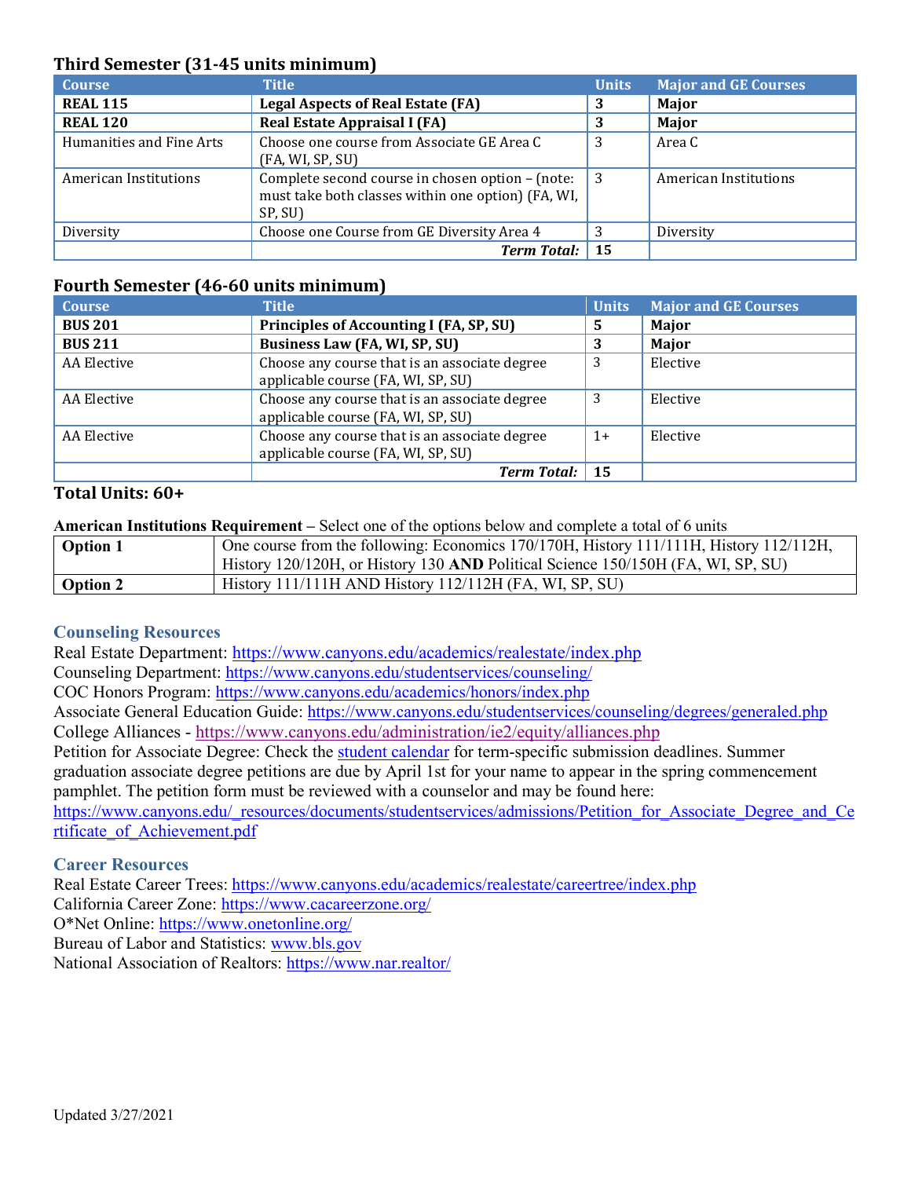### Third Semester (31-45 units minimum)

| Course | Title | Units | Major and GE Courses |
|---|---|---|---|
| **REAL 115** | **Legal Aspects of Real Estate (FA)** | **3** | **Major** |
| **REAL 120** | **Real Estate Appraisal I (FA)** | **3** | **Major** |
| Humanities and Fine Arts | Choose one course from Associate GE Area C (FA, WI, SP, SU) | 3 | Area C |
| American Institutions | Complete second course in chosen option – (note: must take both classes within one option) (FA, WI, SP, SU) | 3 | American Institutions |
| Diversity | Choose one Course from GE Diversity Area 4 | 3 | Diversity |
| | ***Term Total:*** | **15** | |

### Fourth Semester (46-60 units minimum)

| Course | Title | Units | Major and GE Courses |
|---|---|---|---|
| **BUS 201** | **Principles of Accounting I (FA, SP, SU)** | **5** | **Major** |
| **BUS 211** | **Business Law (FA, WI, SP, SU)** | **3** | **Major** |
| AA Elective | Choose any course that is an associate degree applicable course (FA, WI, SP, SU) | 3 | Elective |
| AA Elective | Choose any course that is an associate degree applicable course (FA, WI, SP, SU) | 3 | Elective |
| AA Elective | Choose any course that is an associate degree applicable course (FA, WI, SP, SU) | 1+ | Elective |
| | ***Term Total:*** | **15** | |

**Total Units: 60+**

**American Institutions Requirement** – Select one of the options below and complete a total of 6 units

| | |
|---|---|
| **Option 1** | One course from the following: Economics 170/170H, History 111/111H, History 112/112H, History 120/120H, or History 130 **AND** Political Science 150/150H (FA, WI, SP, SU) |
| **Option 2** | History 111/111H AND History 112/112H (FA, WI, SP, SU) |

### Counseling Resources

Real Estate Department: https://www.canyons.edu/academics/realestate/index.php
Counseling Department: https://www.canyons.edu/studentservices/counseling/
COC Honors Program: https://www.canyons.edu/academics/honors/index.php
Associate General Education Guide: https://www.canyons.edu/studentservices/counseling/degrees/generaled.php
College Alliances - https://www.canyons.edu/administration/ie2/equity/alliances.php
Petition for Associate Degree: Check the student calendar for term-specific submission deadlines. Summer graduation associate degree petitions are due by April 1st for your name to appear in the spring commencement pamphlet. The petition form must be reviewed with a counselor and may be found here: https://www.canyons.edu/_resources/documents/studentservices/admissions/Petition_for_Associate_Degree_and_Certificate_of_Achievement.pdf

### Career Resources

Real Estate Career Trees: https://www.canyons.edu/academics/realestate/careertree/index.php
California Career Zone: https://www.cacareerzone.org/
O*Net Online: https://www.onetonline.org/
Bureau of Labor and Statistics: www.bls.gov
National Association of Realtors: https://www.nar.realtor/

Updated 3/27/2021